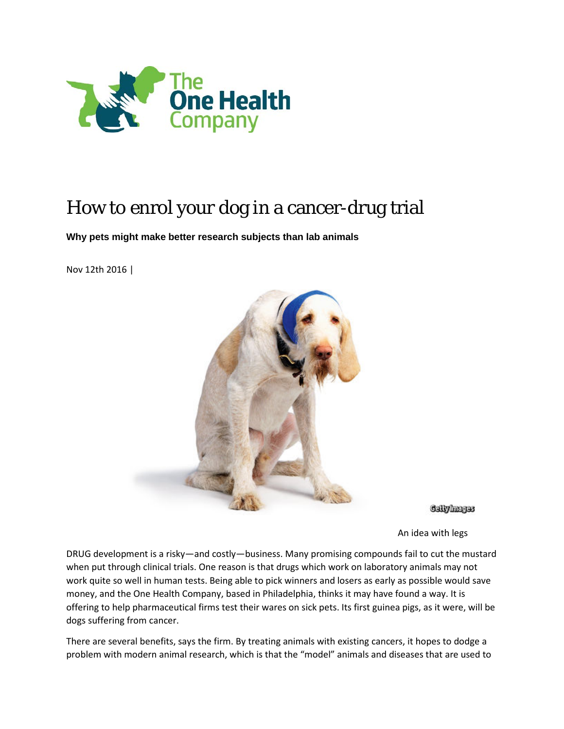# How to enrol your dog in a cancer-drug trial

**Why pets might make better research subjects than lab animals**

Nov 12th 2016 |

An idea with legs

DRUG development is a risky—and costly—business. Many promising compounds fail to cut the mustard when put through clinical trials. One reason is that drugs which work on laboratory animals may not work quite so well in human tests. Being able to pick winners and losers as early as possible would save money, and the One Health Company, based in Philadelphia, thinks it may have found a way. It is offering to help pharmaceutical firms test their wares on sick pets. Its first guinea pigs, as it were, will be dogs suffering from cancer.

There are several benefits, says the firm. By treating animals with existing cancers, it hopes to dodge a problem with modern animal research, which is that the "model" animals and diseases that are used to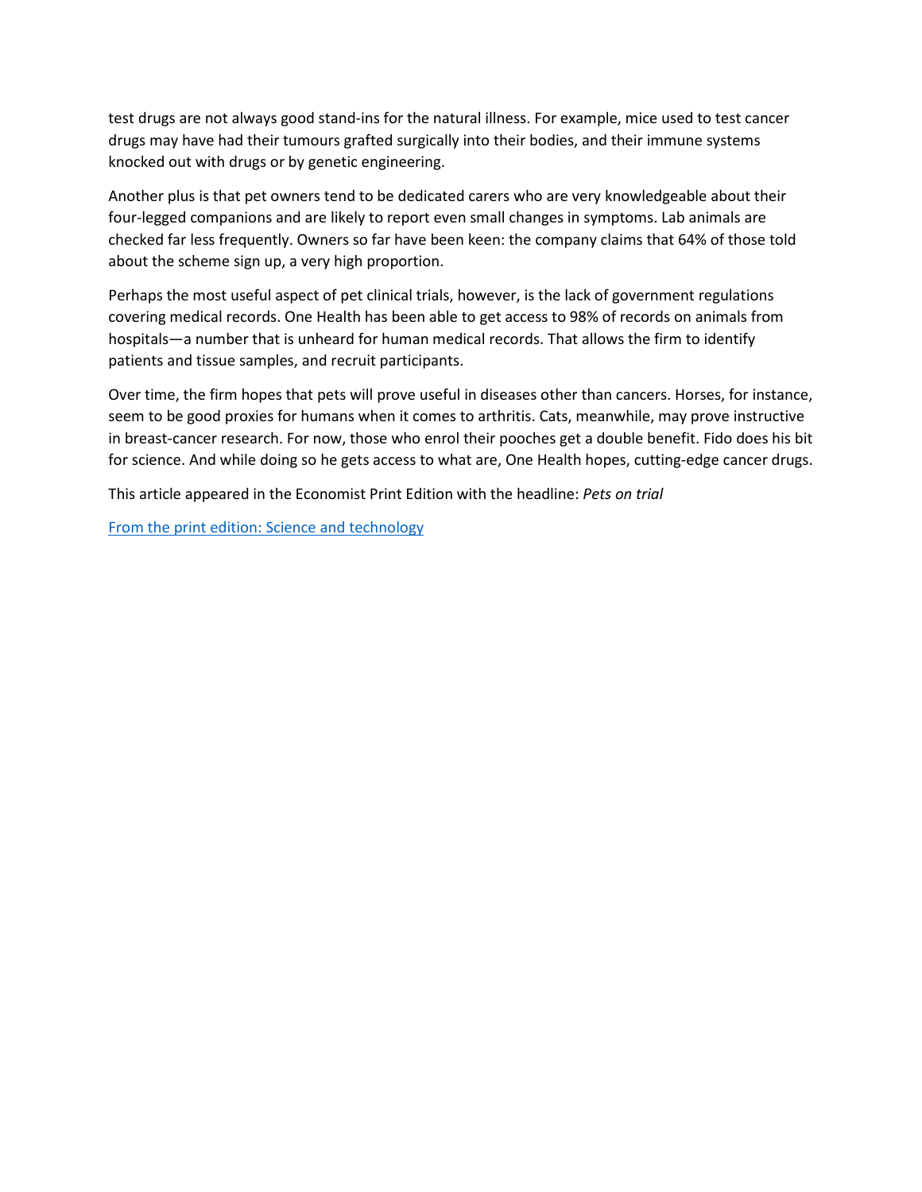test drugs are not always good stand-ins for the natural illness. For example, mice used to test cancer drugs may have had their tumours grafted surgically into their bodies, and their immune systems knocked out with drugs or by genetic engineering.

Another plus is that pet owners tend to be dedicated carers who are very knowledgeable about their four-legged companions and are likely to report even small changes in symptoms. Lab animals are checked far less frequently. Owners so far have been keen: the company claims that 64% of those told about the scheme sign up, a very high proportion.

Perhaps the most useful aspect of pet clinical trials, however, is the lack of government regulations covering medical records. One Health has been able to get access to 98% of records on animals from hospitals—a number that is unheard for human medical records. That allows the firm to identify patients and tissue samples, and recruit participants.

Over time, the firm hopes that pets will prove useful in diseases other than cancers. Horses, for instance, seem to be good proxies for humans when it comes to arthritis. Cats, meanwhile, may prove instructive in breast-cancer research. For now, those who enrol their pooches get a double benefit. Fido does his bit for science. And while doing so he gets access to what are, One Health hopes, cutting-edge cancer drugs.

This article appeared in the Economist Print Edition with the headline: *Pets on trial*

From the print edition: Science and technology